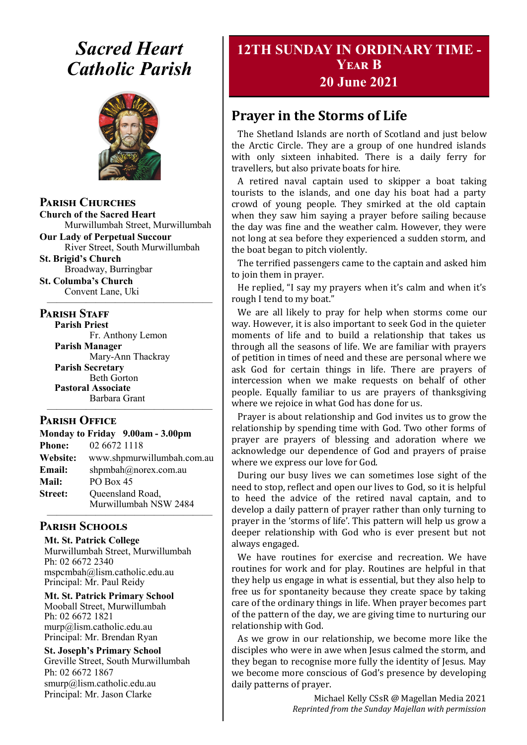# *Sacred Heart Catholic Parish*

## Parish Churches

**Church of the Sacred Heart**
Murwillumbah Street, Murwillumbah

**Our Lady of Perpetual Succour**
River Street, South Murwillumbah

**St. Brigid's Church**
Broadway, Burringbar

**St. Columba's Church**
Convent Lane, Uki

## Parish Staff

**Parish Priest**
Fr. Anthony Lemon

**Parish Manager**
Mary-Ann Thackray

**Parish Secretary**
Beth Gorton

**Pastoral Associate**
Barbara Grant

## Parish Office

**Monday to Friday 9.00am - 3.00pm**

**Phone:** 02 6672 1118
**Website:** www.shpmurwillumbah.com.au
**Email:** shpmbah@norex.com.au
**Mail:** PO Box 45
**Street:** Queensland Road, Murwillumbah NSW 2484

## Parish Schools

**Mt. St. Patrick College**
Murwillumbah Street, Murwillumbah
Ph: 02 6672 2340
mspcmbah@lism.catholic.edu.au
Principal: Mr. Paul Reidy

**Mt. St. Patrick Primary School**
Mooball Street, Murwillumbah
Ph: 02 6672 1821
murp@lism.catholic.edu.au
Principal: Mr. Brendan Ryan

**St. Joseph's Primary School**
Greville Street, South Murwillumbah
Ph: 02 6672 1867
smurp@lism.catholic.edu.au
Principal: Mr. Jason Clarke

## 12TH SUNDAY IN ORDINARY TIME - YEAR B
## 20 June 2021

## Prayer in the Storms of Life

The Shetland Islands are north of Scotland and just below the Arctic Circle. They are a group of one hundred islands with only sixteen inhabited. There is a daily ferry for travellers, but also private boats for hire.

A retired naval captain used to skipper a boat taking tourists to the islands, and one day his boat had a party crowd of young people. They smirked at the old captain when they saw him saying a prayer before sailing because the day was fine and the weather calm. However, they were not long at sea before they experienced a sudden storm, and the boat began to pitch violently.

The terrified passengers came to the captain and asked him to join them in prayer.

He replied, "I say my prayers when it's calm and when it's rough I tend to my boat."

We are all likely to pray for help when storms come our way. However, it is also important to seek God in the quieter moments of life and to build a relationship that takes us through all the seasons of life. We are familiar with prayers of petition in times of need and these are personal where we ask God for certain things in life. There are prayers of intercession when we make requests on behalf of other people. Equally familiar to us are prayers of thanksgiving where we rejoice in what God has done for us.

Prayer is about relationship and God invites us to grow the relationship by spending time with God. Two other forms of prayer are prayers of blessing and adoration where we acknowledge our dependence of God and prayers of praise where we express our love for God.

During our busy lives we can sometimes lose sight of the need to stop, reflect and open our lives to God, so it is helpful to heed the advice of the retired naval captain, and to develop a daily pattern of prayer rather than only turning to prayer in the 'storms of life'. This pattern will help us grow a deeper relationship with God who is ever present but not always engaged.

We have routines for exercise and recreation. We have routines for work and for play. Routines are helpful in that they help us engage in what is essential, but they also help to free us for spontaneity because they create space by taking care of the ordinary things in life. When prayer becomes part of the pattern of the day, we are giving time to nurturing our relationship with God.

As we grow in our relationship, we become more like the disciples who were in awe when Jesus calmed the storm, and they began to recognise more fully the identity of Jesus. May we become more conscious of God's presence by developing daily patterns of prayer.

Michael Kelly CSsR @ Magellan Media 2021
*Reprinted from the Sunday Majellan with permission*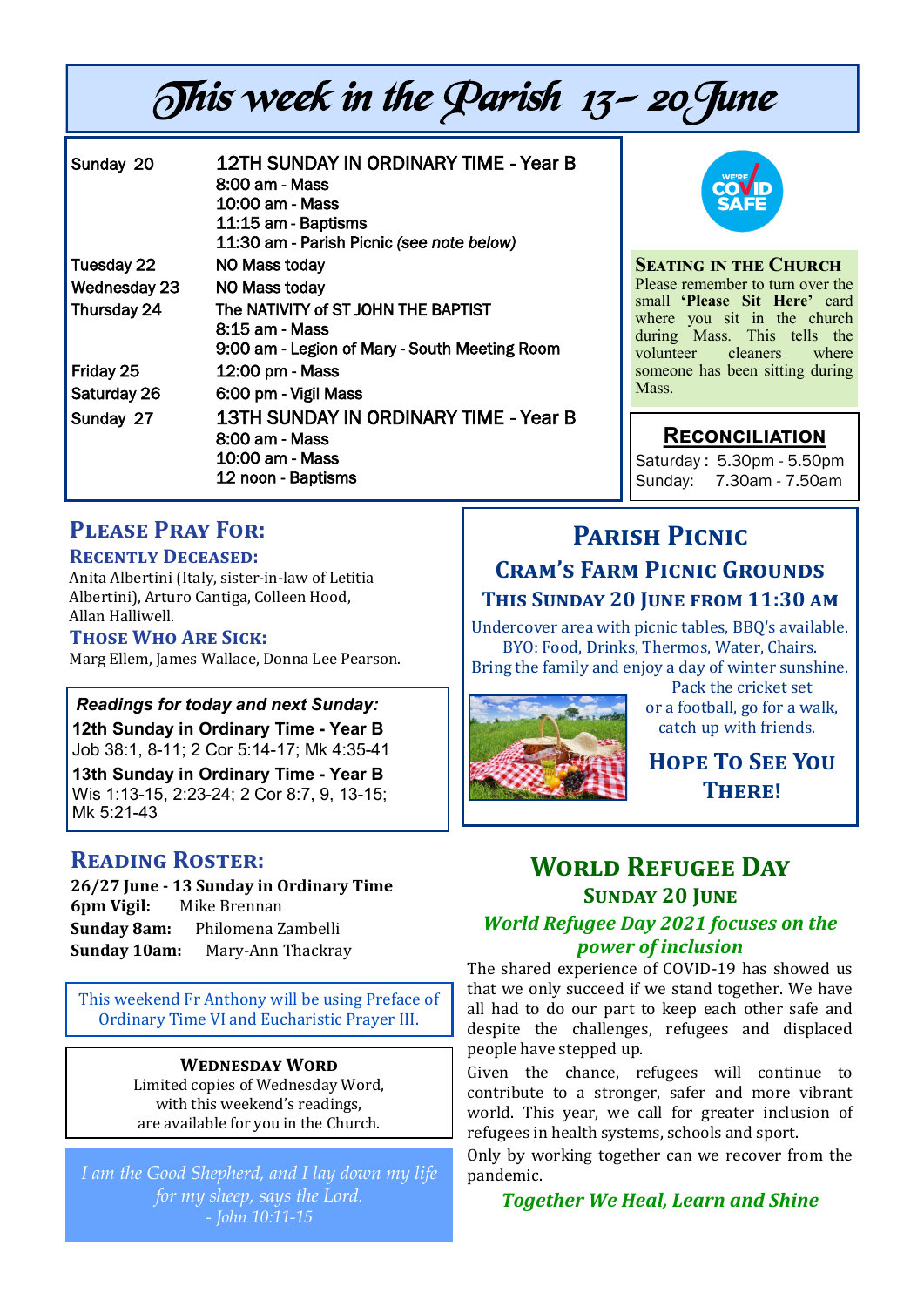# This week in the Parish 13 – 20 June

| | |
|---|---|
| Sunday 20 | 12TH SUNDAY IN ORDINARY TIME - Year B<br>8:00 am - Mass<br>10:00 am - Mass<br>11:15 am - Baptisms<br>11:30 am - Parish Picnic *(see note below)* |
| Tuesday 22 | NO Mass today |
| Wednesday 23 | NO Mass today |
| Thursday 24 | The NATIVITY of ST JOHN THE BAPTIST<br>8:15 am - Mass<br>9:00 am - Legion of Mary - South Meeting Room |
| Friday 25 | 12:00 pm - Mass |
| Saturday 26 | 6:00 pm - Vigil Mass |
| Sunday 27 | 13TH SUNDAY IN ORDINARY TIME - Year B<br>8:00 am - Mass<br>10:00 am - Mass<br>12 noon - Baptisms |

WE'RE COVID SAFE

### Seating in the Church

Please remember to turn over the small **'Please Sit Here'** card where you sit in the church during Mass. This tells the volunteer cleaners where someone has been sitting during Mass.

### Reconciliation

Saturday : 5.30pm - 5.50pm
Sunday: 7.30am - 7.50am

## Please Pray For:

### Recently Deceased:

Anita Albertini (Italy, sister-in-law of Letitia Albertini), Arturo Cantiga, Colleen Hood, Allan Halliwell.

### Those Who Are Sick:

Marg Ellem, James Wallace, Donna Lee Pearson.

***Readings for today and next Sunday:***

**12th Sunday in Ordinary Time - Year B**
Job 38:1, 8-11; 2 Cor 5:14-17; Mk 4:35-41

**13th Sunday in Ordinary Time - Year B**
Wis 1:13-15, 2:23-24; 2 Cor 8:7, 9, 13-15; Mk 5:21-43

## Reading Roster:

**26/27 June - 13 Sunday in Ordinary Time**
**6pm Vigil:** Mike Brennan
**Sunday 8am:** Philomena Zambelli
**Sunday 10am:** Mary-Ann Thackray

This weekend Fr Anthony will be using Preface of Ordinary Time VI and Eucharistic Prayer III.

### Wednesday Word

Limited copies of Wednesday Word, with this weekend's readings, are available for you in the Church.

*I am the Good Shepherd, and I lay down my life for my sheep, says the Lord.*
*- John 10:11-15*

## Parish Picnic

### Cram's Farm Picnic Grounds

### This Sunday 20 June from 11:30 am

Undercover area with picnic tables, BBQ's available.
BYO: Food, Drinks, Thermos, Water, Chairs.
Bring the family and enjoy a day of winter sunshine.
Pack the cricket set or a football, go for a walk, catch up with friends.

### Hope To See You There!

## World Refugee Day

### Sunday 20 June

***World Refugee Day 2021 focuses on the power of inclusion***

The shared experience of COVID-19 has showed us that we only succeed if we stand together. We have all had to do our part to keep each other safe and despite the challenges, refugees and displaced people have stepped up.

Given the chance, refugees will continue to contribute to a stronger, safer and more vibrant world. This year, we call for greater inclusion of refugees in health systems, schools and sport.

Only by working together can we recover from the pandemic.

***Together We Heal, Learn and Shine***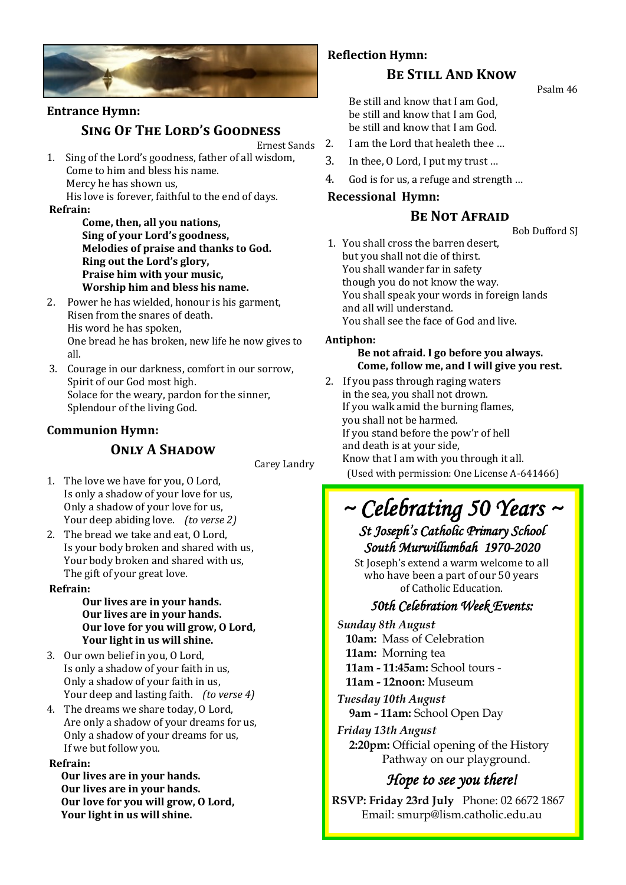**Entrance Hymn:**

### Sing Of The Lord's Goodness

Ernest Sands

1. Sing of the Lord's goodness, father of all wisdom,
   Come to him and bless his name.
   Mercy he has shown us,
   His love is forever, faithful to the end of days.

**Refrain:**

**Come, then, all you nations,**
**Sing of your Lord's goodness,**
**Melodies of praise and thanks to God.**
**Ring out the Lord's glory,**
**Praise him with your music,**
**Worship him and bless his name.**

2. Power he has wielded, honour is his garment,
   Risen from the snares of death.
   His word he has spoken,
   One bread he has broken, new life he now gives to all.
3. Courage in our darkness, comfort in our sorrow,
   Spirit of our God most high.
   Solace for the weary, pardon for the sinner,
   Splendour of the living God.

**Communion Hymn:**

### Only A Shadow

Carey Landry

1. The love we have for you, O Lord,
   Is only a shadow of your love for us,
   Only a shadow of your love for us,
   Your deep abiding love. *(to verse 2)*
2. The bread we take and eat, O Lord,
   Is your body broken and shared with us,
   Your body broken and shared with us,
   The gift of your great love.

**Refrain:**

**Our lives are in your hands.**
**Our lives are in your hands.**
**Our love for you will grow, O Lord,**
**Your light in us will shine.**

3. Our own belief in you, O Lord,
   Is only a shadow of your faith in us,
   Only a shadow of your faith in us,
   Your deep and lasting faith. *(to verse 4)*
4. The dreams we share today, O Lord,
   Are only a shadow of your dreams for us,
   Only a shadow of your dreams for us,
   If we but follow you.

**Refrain:**

**Our lives are in your hands.**
**Our lives are in your hands.**
**Our love for you will grow, O Lord,**
**Your light in us will shine.**

**Reflection Hymn:**

### Be Still And Know

Psalm 46

Be still and know that I am God,
be still and know that I am God,
be still and know that I am God.

2. I am the Lord that healeth thee …
3. In thee, O Lord, I put my trust …
4. God is for us, a refuge and strength …

**Recessional Hymn:**

### Be Not Afraid

Bob Dufford SJ

1. You shall cross the barren desert,
   but you shall not die of thirst.
   You shall wander far in safety
   though you do not know the way.
   You shall speak your words in foreign lands
   and all will understand.
   You shall see the face of God and live.

**Antiphon:**

**Be not afraid. I go before you always.**
**Come, follow me, and I will give you rest.**

2. If you pass through raging waters
   in the sea, you shall not drown.
   If you walk amid the burning flames,
   you shall not be harmed.
   If you stand before the pow'r of hell
   and death is at your side,
   Know that I am with you through it all.

(Used with permission: One License A-641466)

## ~ Celebrating 50 Years ~

### St Joseph's Catholic Primary School South Murwillumbah 1970-2020

St Joseph's extend a warm welcome to all who have been a part of our 50 years of Catholic Education.

### 50th Celebration Week Events:

*Sunday 8th August*
**10am:** Mass of Celebration
**11am:** Morning tea
**11am - 11:45am:** School tours -
**11am - 12noon:** Museum

*Tuesday 10th August*
**9am - 11am:** School Open Day

*Friday 13th August*
**2:20pm:** Official opening of the History Pathway on our playground.

*Hope to see you there!*

**RSVP: Friday 23rd July** Phone: 02 6672 1867
Email: smurp@lism.catholic.edu.au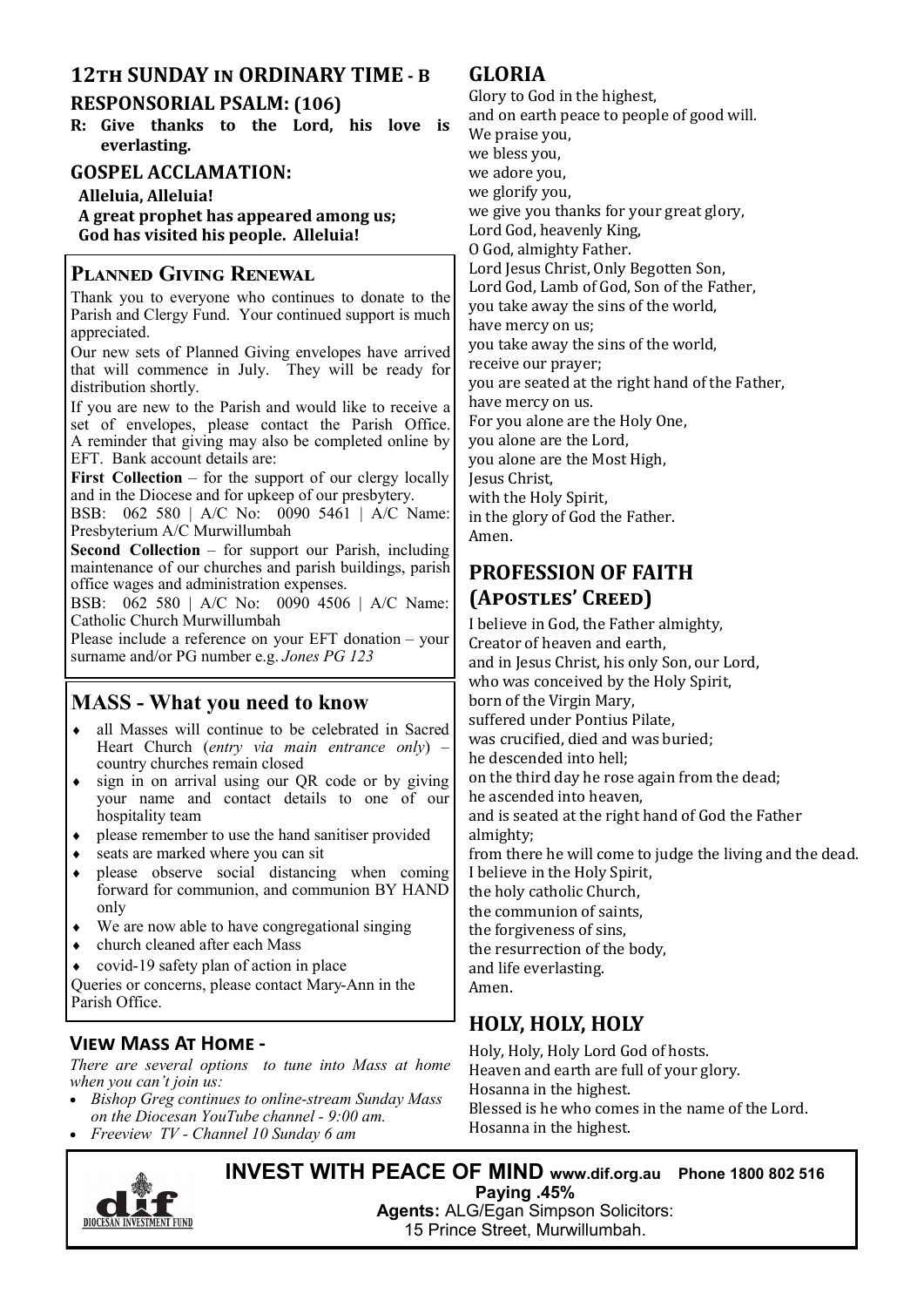## 12TH SUNDAY IN ORDINARY TIME - B

### RESPONSORIAL PSALM: (106)

**R: Give thanks to the Lord, his love is everlasting.**

### GOSPEL ACCLAMATION:

**Alleluia, Alleluia!**
**A great prophet has appeared among us;**
**God has visited his people. Alleluia!**

### PLANNED GIVING RENEWAL

Thank you to everyone who continues to donate to the Parish and Clergy Fund. Your continued support is much appreciated.

Our new sets of Planned Giving envelopes have arrived that will commence in July. They will be ready for distribution shortly.

If you are new to the Parish and would like to receive a set of envelopes, please contact the Parish Office. A reminder that giving may also be completed online by EFT. Bank account details are:

**First Collection** – for the support of our clergy locally and in the Diocese and for upkeep of our presbytery.
BSB: 062 580 | A/C No: 0090 5461 | A/C Name: Presbyterium A/C Murwillumbah

**Second Collection** – for support our Parish, including maintenance of our churches and parish buildings, parish office wages and administration expenses.
BSB: 062 580 | A/C No: 0090 4506 | A/C Name: Catholic Church Murwillumbah

Please include a reference on your EFT donation – your surname and/or PG number e.g. *Jones PG 123*

## MASS - What you need to know

- all Masses will continue to be celebrated in Sacred Heart Church (*entry via main entrance only*) – country churches remain closed
- sign in on arrival using our QR code or by giving your name and contact details to one of our hospitality team
- please remember to use the hand sanitiser provided
- seats are marked where you can sit
- please observe social distancing when coming forward for communion, and communion BY HAND only
- We are now able to have congregational singing
- church cleaned after each Mass
- covid-19 safety plan of action in place

Queries or concerns, please contact Mary-Ann in the Parish Office.

### VIEW MASS AT HOME -

*There are several options to tune into Mass at home when you can't join us:*

- *Bishop Greg continues to online-stream Sunday Mass on the Diocesan YouTube channel - 9:00 am.*
- *Freeview TV - Channel 10 Sunday 6 am*

## GLORIA

Glory to God in the highest,
and on earth peace to people of good will.
We praise you,
we bless you,
we adore you,
we glorify you,
we give you thanks for your great glory,
Lord God, heavenly King,
O God, almighty Father.
Lord Jesus Christ, Only Begotten Son,
Lord God, Lamb of God, Son of the Father,
you take away the sins of the world,
have mercy on us;
you take away the sins of the world,
receive our prayer;
you are seated at the right hand of the Father,
have mercy on us.
For you alone are the Holy One,
you alone are the Lord,
you alone are the Most High,
Jesus Christ,
with the Holy Spirit,
in the glory of God the Father.
Amen.

## PROFESSION OF FAITH (APOSTLES' CREED)

I believe in God, the Father almighty,
Creator of heaven and earth,
and in Jesus Christ, his only Son, our Lord,
who was conceived by the Holy Spirit,
born of the Virgin Mary,
suffered under Pontius Pilate,
was crucified, died and was buried;
he descended into hell;
on the third day he rose again from the dead;
he ascended into heaven,
and is seated at the right hand of God the Father almighty;
from there he will come to judge the living and the dead.
I believe in the Holy Spirit,
the holy catholic Church,
the communion of saints,
the forgiveness of sins,
the resurrection of the body,
and life everlasting.
Amen.

## HOLY, HOLY, HOLY

Holy, Holy, Holy Lord God of hosts.
Heaven and earth are full of your glory.
Hosanna in the highest.
Blessed is he who comes in the name of the Lord.
Hosanna in the highest.

**INVEST WITH PEACE OF MIND www.dif.org.au Phone 1800 802 516**
**Paying .45%**
**Agents:** ALG/Egan Simpson Solicitors:
15 Prince Street, Murwillumbah.

DIOCESAN INVESTMENT FUND